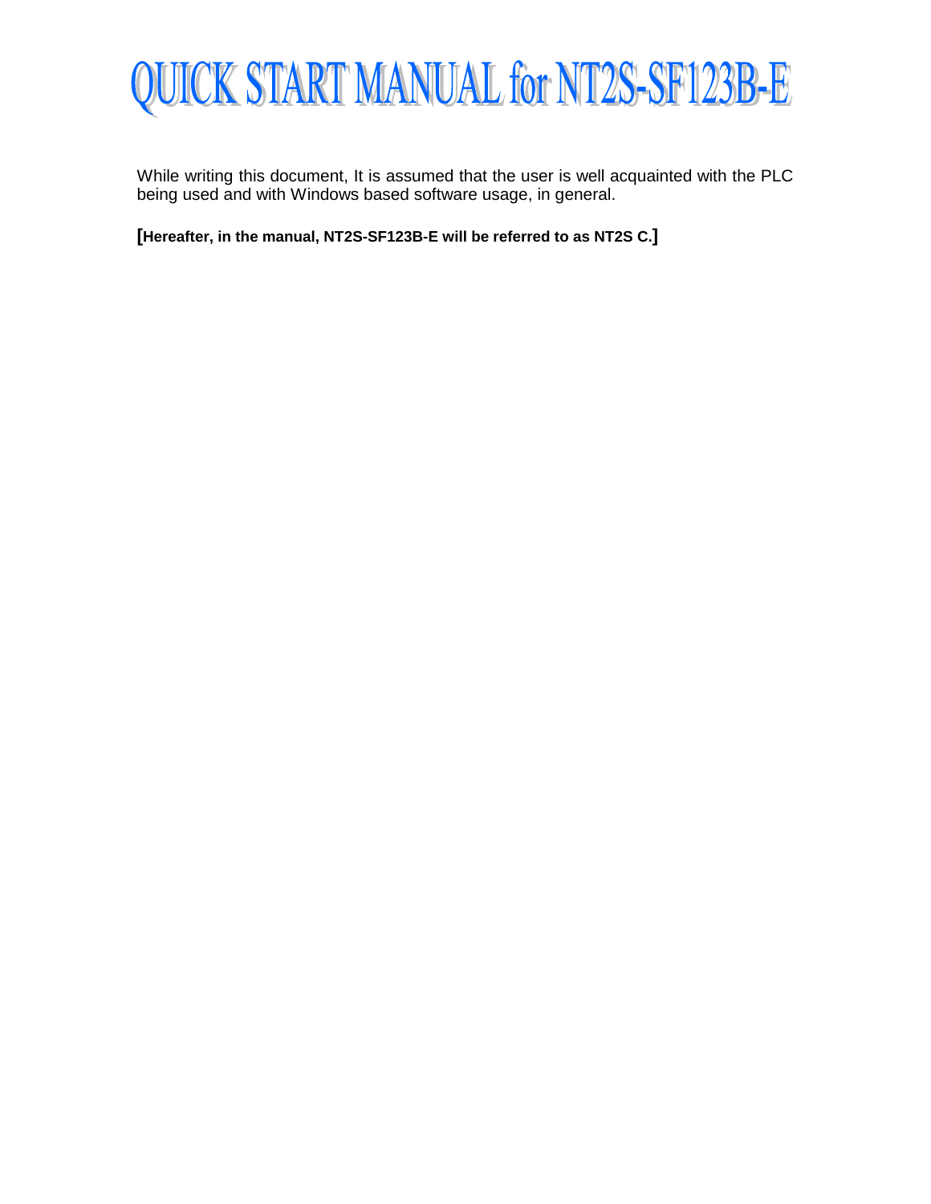# QUICK START MANUAL for NT2S-SF123B-E

While writing this document, It is assumed that the user is well acquainted with the PLC being used and with Windows based software usage, in general.

**[Hereafter, in the manual, NT2S-SF123B-E will be referred to as NT2S C.]**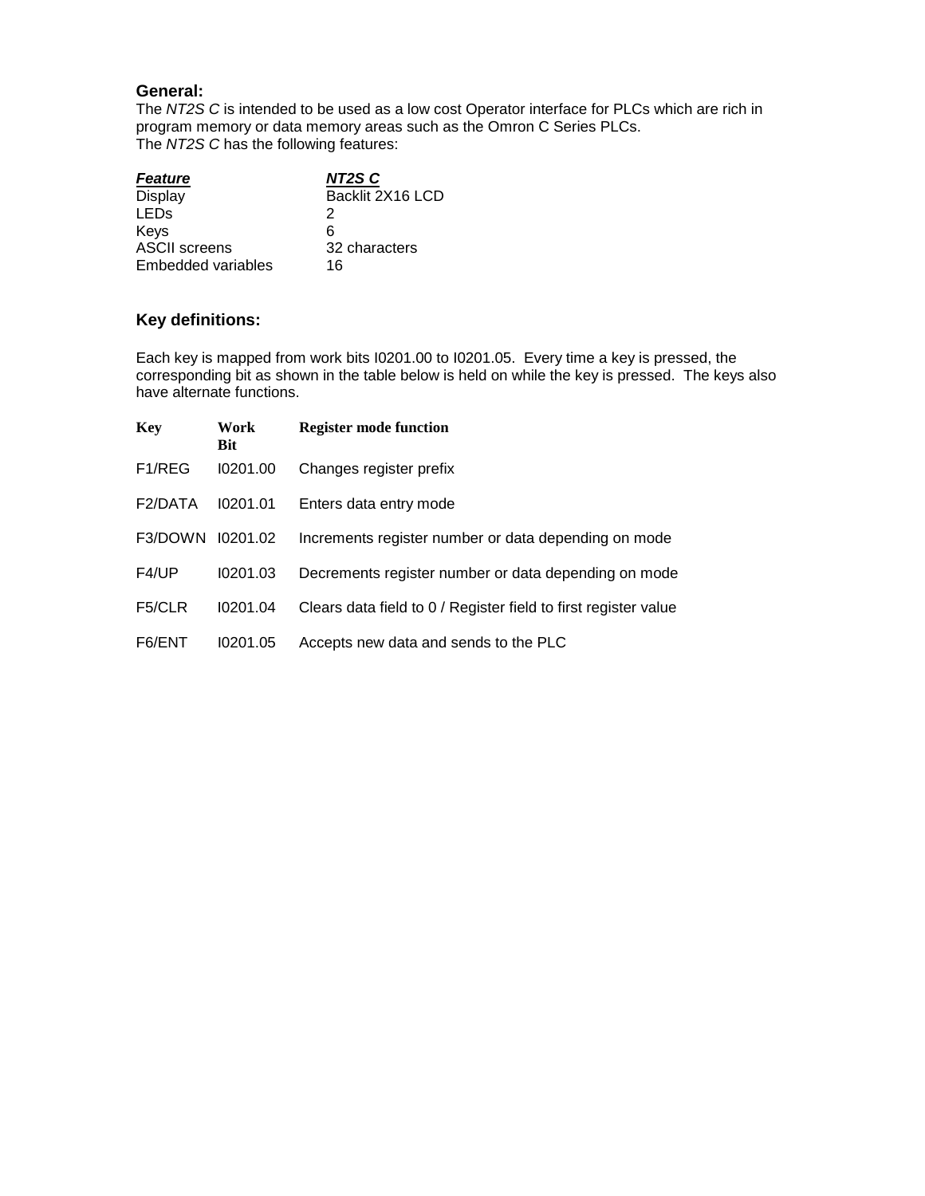## General:

The *NT2S C* is intended to be used as a low cost Operator interface for PLCs which are rich in program memory or data memory areas such as the Omron C Series PLCs.
The *NT2S C* has the following features:

| ***Feature*** | ***NT2S C*** |
|---|---|
| Display | Backlit 2X16 LCD |
| LEDs | 2 |
| Keys | 6 |
| ASCII screens | 32 characters |
| Embedded variables | 16 |

## Key definitions:

Each key is mapped from work bits I0201.00 to I0201.05. Every time a key is pressed, the corresponding bit as shown in the table below is held on while the key is pressed. The keys also have alternate functions.

| Key | Work Bit | Register mode function |
|---|---|---|
| F1/REG | I0201.00 | Changes register prefix |
| F2/DATA | I0201.01 | Enters data entry mode |
| F3/DOWN | I0201.02 | Increments register number or data depending on mode |
| F4/UP | I0201.03 | Decrements register number or data depending on mode |
| F5/CLR | I0201.04 | Clears data field to 0 / Register field to first register value |
| F6/ENT | I0201.05 | Accepts new data and sends to the PLC |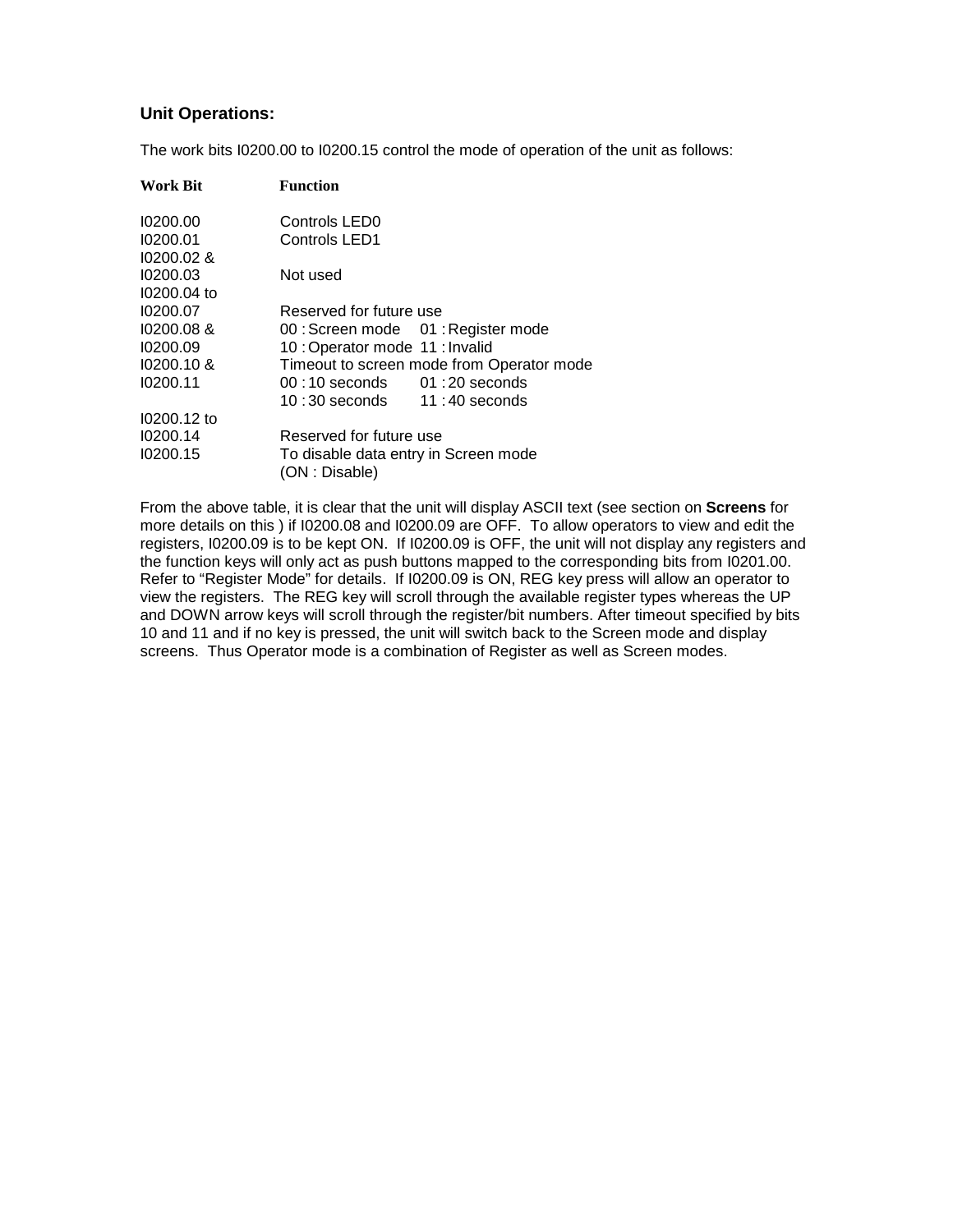### Unit Operations:

The work bits I0200.00 to I0200.15 control the mode of operation of the unit as follows:

| Work Bit | Function |
| --- | --- |
| I0200.00 | Controls LED0 |
| I0200.01 | Controls LED1 |
| I0200.02 & I0200.03 | Not used |
| I0200.04 to I0200.07 | Reserved for future use |
| I0200.08 & I0200.09 | 00 : Screen mode 01 : Register mode<br>10 : Operator mode 11 : Invalid |
| I0200.10 & I0200.11 | Timeout to screen mode from Operator mode<br>00 : 10 seconds 01 : 20 seconds<br>10 : 30 seconds 11 : 40 seconds |
| I0200.12 to I0200.14 | Reserved for future use |
| I0200.15 | To disable data entry in Screen mode<br>(ON : Disable) |

From the above table, it is clear that the unit will display ASCII text (see section on **Screens** for more details on this ) if I0200.08 and I0200.09 are OFF. To allow operators to view and edit the registers, I0200.09 is to be kept ON. If I0200.09 is OFF, the unit will not display any registers and the function keys will only act as push buttons mapped to the corresponding bits from I0201.00. Refer to "Register Mode" for details. If I0200.09 is ON, REG key press will allow an operator to view the registers. The REG key will scroll through the available register types whereas the UP and DOWN arrow keys will scroll through the register/bit numbers. After timeout specified by bits 10 and 11 and if no key is pressed, the unit will switch back to the Screen mode and display screens. Thus Operator mode is a combination of Register as well as Screen modes.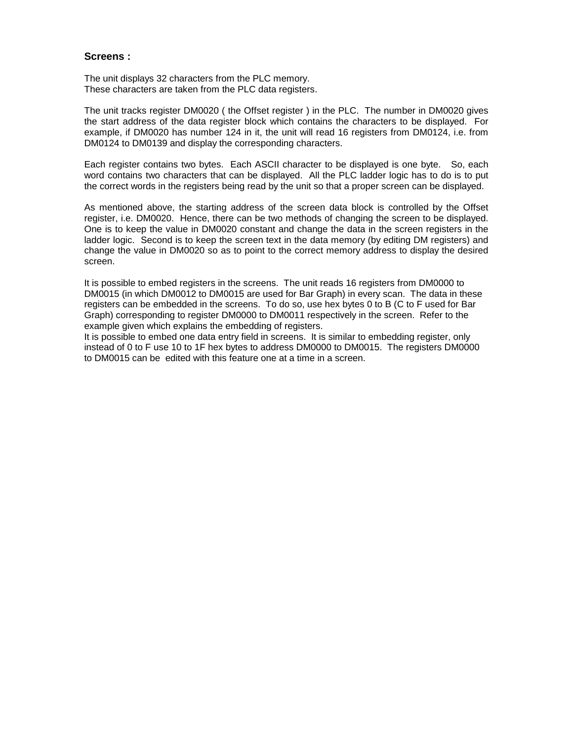## Screens :

The unit displays 32 characters from the PLC memory.
These characters are taken from the PLC data registers.

The unit tracks register DM0020 ( the Offset register ) in the PLC. The number in DM0020 gives the start address of the data register block which contains the characters to be displayed. For example, if DM0020 has number 124 in it, the unit will read 16 registers from DM0124, i.e. from DM0124 to DM0139 and display the corresponding characters.

Each register contains two bytes. Each ASCII character to be displayed is one byte. So, each word contains two characters that can be displayed. All the PLC ladder logic has to do is to put the correct words in the registers being read by the unit so that a proper screen can be displayed.

As mentioned above, the starting address of the screen data block is controlled by the Offset register, i.e. DM0020. Hence, there can be two methods of changing the screen to be displayed. One is to keep the value in DM0020 constant and change the data in the screen registers in the ladder logic. Second is to keep the screen text in the data memory (by editing DM registers) and change the value in DM0020 so as to point to the correct memory address to display the desired screen.

It is possible to embed registers in the screens. The unit reads 16 registers from DM0000 to DM0015 (in which DM0012 to DM0015 are used for Bar Graph) in every scan. The data in these registers can be embedded in the screens. To do so, use hex bytes 0 to B (C to F used for Bar Graph) corresponding to register DM0000 to DM0011 respectively in the screen. Refer to the example given which explains the embedding of registers.
It is possible to embed one data entry field in screens. It is similar to embedding register, only instead of 0 to F use 10 to 1F hex bytes to address DM0000 to DM0015. The registers DM0000 to DM0015 can be edited with this feature one at a time in a screen.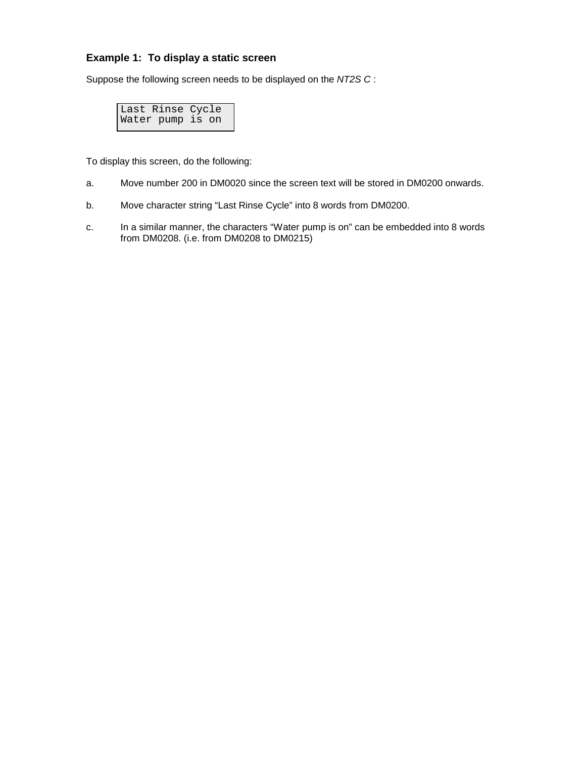### Example 1:  To display a static screen

Suppose the following screen needs to be displayed on the *NT2S C* :

```
Last Rinse Cycle
Water pump is on
```

To display this screen, do the following:

a. Move number 200 in DM0020 since the screen text will be stored in DM0200 onwards.

b. Move character string “Last Rinse Cycle” into 8 words from DM0200.

c. In a similar manner, the characters “Water pump is on” can be embedded into 8 words from DM0208. (i.e. from DM0208 to DM0215)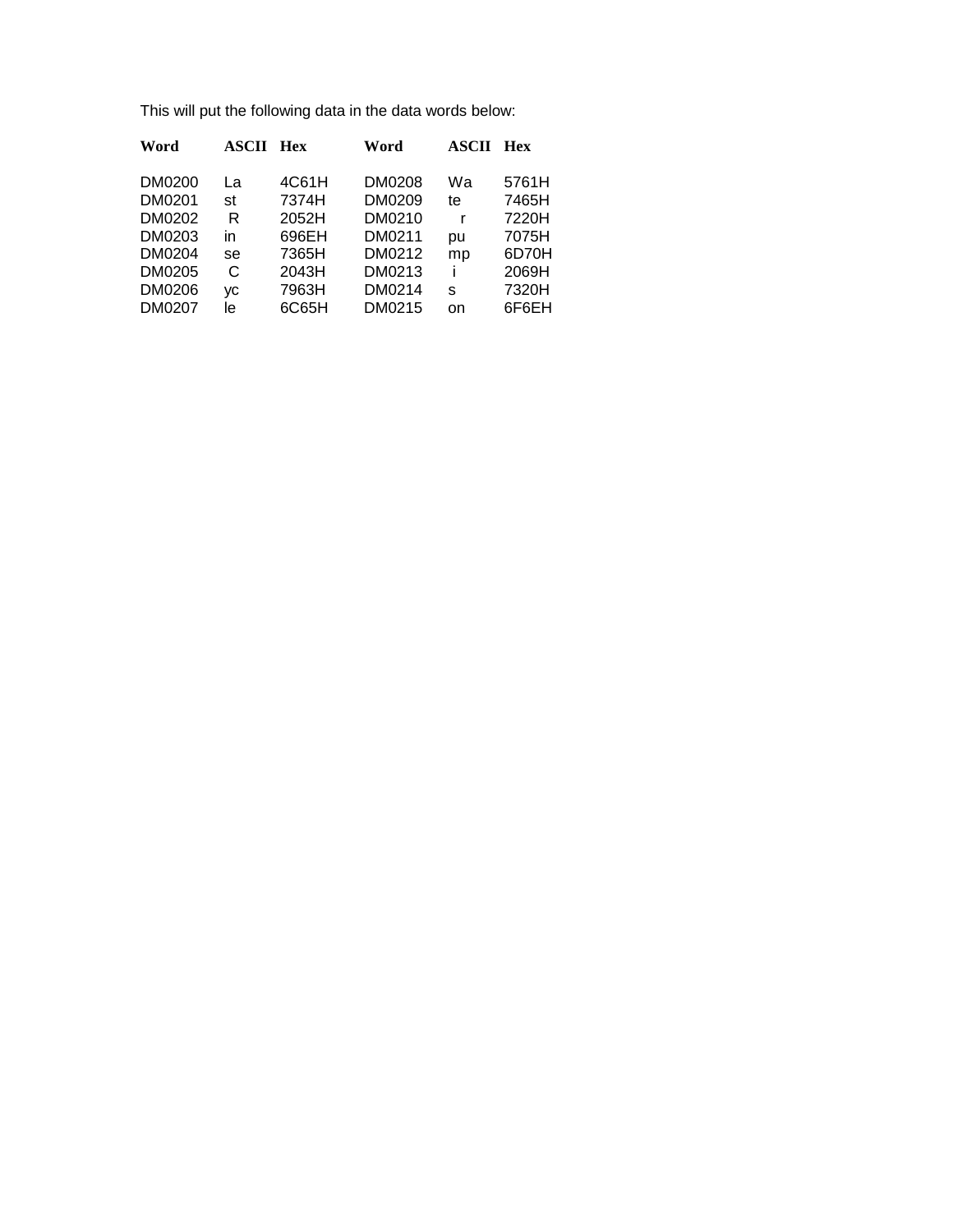This will put the following data in the data words below:

| Word | ASCII | Hex | Word | ASCII | Hex |
|---|---|---|---|---|---|
| DM0200 | La | 4C61H | DM0208 | Wa | 5761H |
| DM0201 | st | 7374H | DM0209 | te | 7465H |
| DM0202 | R | 2052H | DM0210 | r | 7220H |
| DM0203 | in | 696EH | DM0211 | pu | 7075H |
| DM0204 | se | 7365H | DM0212 | mp | 6D70H |
| DM0205 | C | 2043H | DM0213 | i | 2069H |
| DM0206 | yc | 7963H | DM0214 | s | 7320H |
| DM0207 | le | 6C65H | DM0215 | on | 6F6EH |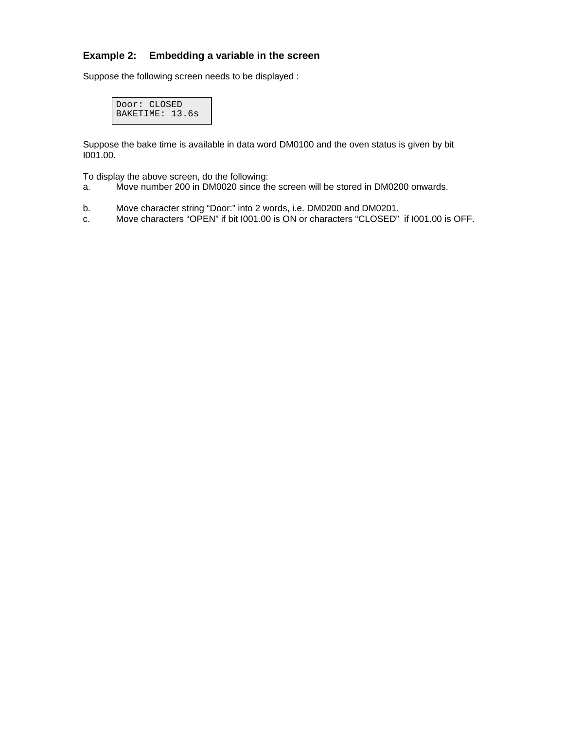### Example 2: Embedding a variable in the screen

Suppose the following screen needs to be displayed :

```
Door: CLOSED
BAKETIME: 13.6s
```

Suppose the bake time is available in data word DM0100 and the oven status is given by bit I001.00.

To display the above screen, do the following:

a. Move number 200 in DM0020 since the screen will be stored in DM0200 onwards.

b. Move character string “Door:” into 2 words, i.e. DM0200 and DM0201.
c. Move characters “OPEN” if bit I001.00 is ON or characters “CLOSED” if I001.00 is OFF.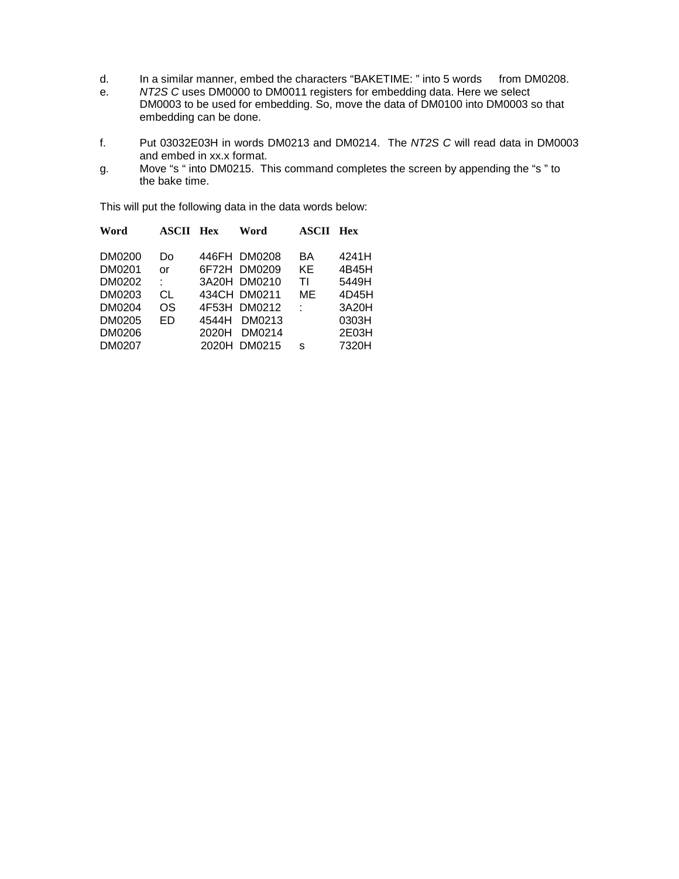d. In a similar manner, embed the characters "BAKETIME: " into 5 words from DM0208.

e. *NT2S C* uses DM0000 to DM0011 registers for embedding data. Here we select DM0003 to be used for embedding. So, move the data of DM0100 into DM0003 so that embedding can be done.

f. Put 03032E03H in words DM0213 and DM0214. The *NT2S C* will read data in DM0003 and embed in xx.x format.

g. Move "s " into DM0215. This command completes the screen by appending the "s " to the bake time.

This will put the following data in the data words below:

| Word | ASCII | Hex | Word | ASCII | Hex |
|---|---|---|---|---|---|
| DM0200 | Do | 446FH | DM0208 | BA | 4241H |
| DM0201 | or | 6F72H | DM0209 | KE | 4B45H |
| DM0202 | : | 3A20H | DM0210 | TI | 5449H |
| DM0203 | CL | 434CH | DM0211 | ME | 4D45H |
| DM0204 | OS | 4F53H | DM0212 | : | 3A20H |
| DM0205 | ED | 4544H | DM0213 | | 0303H |
| DM0206 | | 2020H | DM0214 | | 2E03H |
| DM0207 | | 2020H | DM0215 | s | 7320H |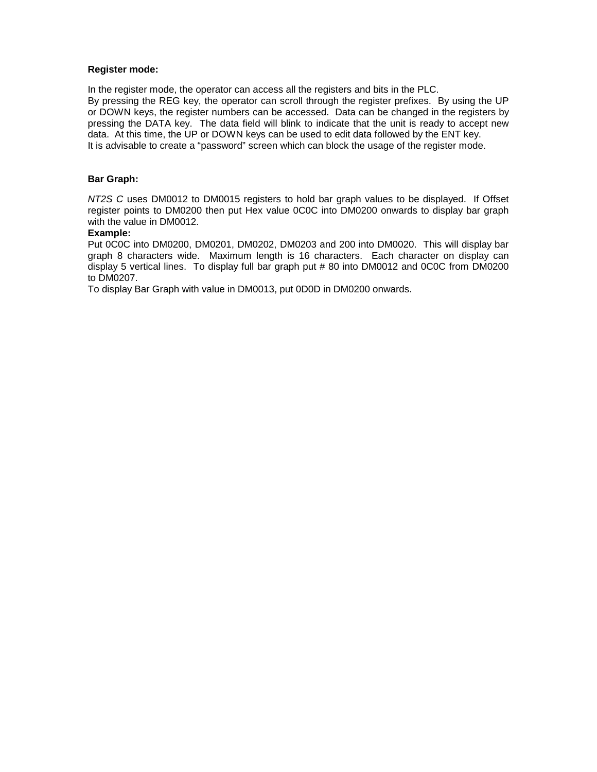**Register mode:**

In the register mode, the operator can access all the registers and bits in the PLC.
By pressing the REG key, the operator can scroll through the register prefixes. By using the UP or DOWN keys, the register numbers can be accessed. Data can be changed in the registers by pressing the DATA key. The data field will blink to indicate that the unit is ready to accept new data. At this time, the UP or DOWN keys can be used to edit data followed by the ENT key.
It is advisable to create a “password” screen which can block the usage of the register mode.

**Bar Graph:**

*NT2S C* uses DM0012 to DM0015 registers to hold bar graph values to be displayed. If Offset register points to DM0200 then put Hex value 0C0C into DM0200 onwards to display bar graph with the value in DM0012.
**Example:**
Put 0C0C into DM0200, DM0201, DM0202, DM0203 and 200 into DM0020. This will display bar graph 8 characters wide. Maximum length is 16 characters. Each character on display can display 5 vertical lines. To display full bar graph put # 80 into DM0012 and 0C0C from DM0200 to DM0207.
To display Bar Graph with value in DM0013, put 0D0D in DM0200 onwards.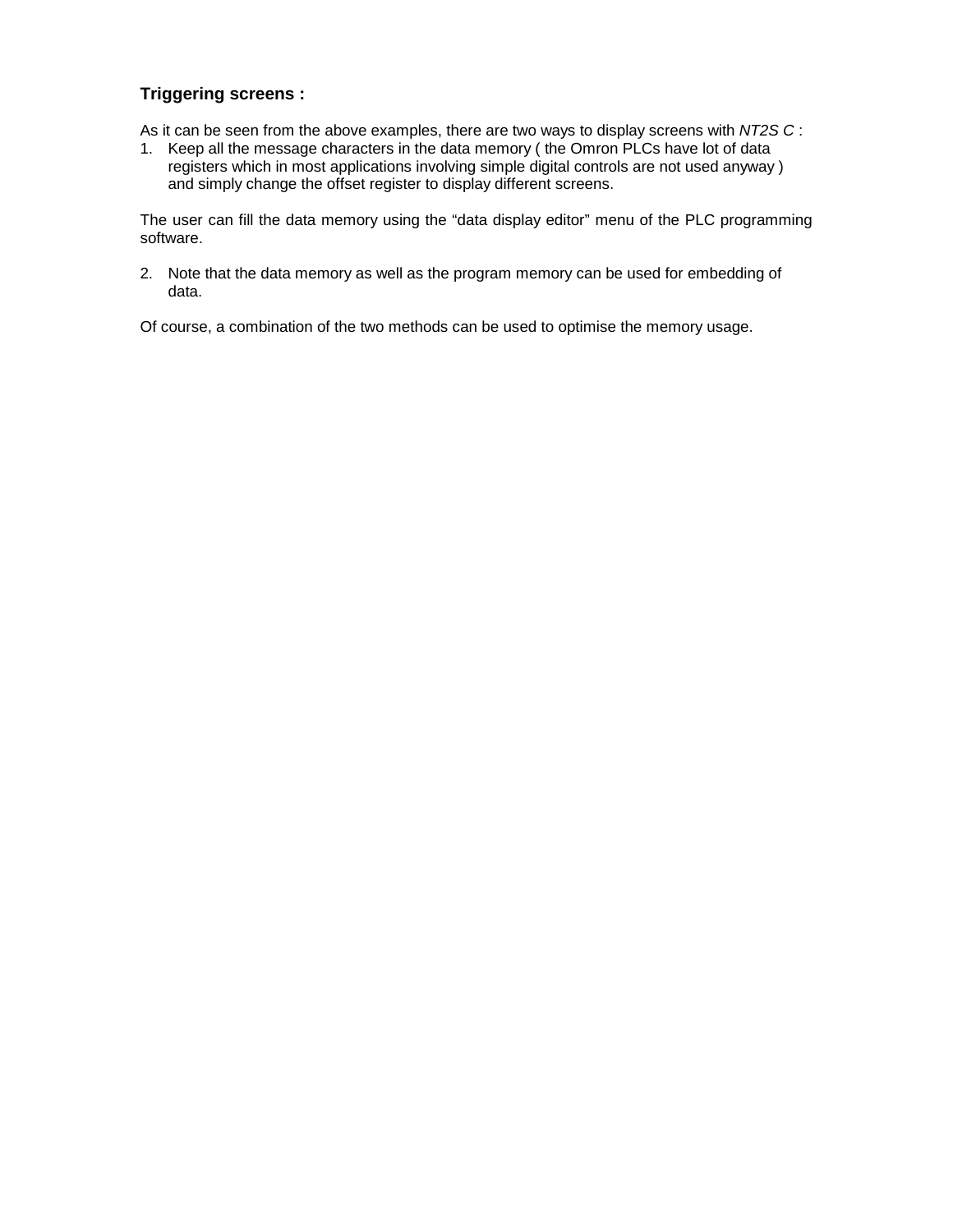**Triggering screens :**

As it can be seen from the above examples, there are two ways to display screens with *NT2S C* :

1. Keep all the message characters in the data memory ( the Omron PLCs have lot of data registers which in most applications involving simple digital controls are not used anyway ) and simply change the offset register to display different screens.

The user can fill the data memory using the “data display editor” menu of the PLC programming software.

2. Note that the data memory as well as the program memory can be used for embedding of data.

Of course, a combination of the two methods can be used to optimise the memory usage.